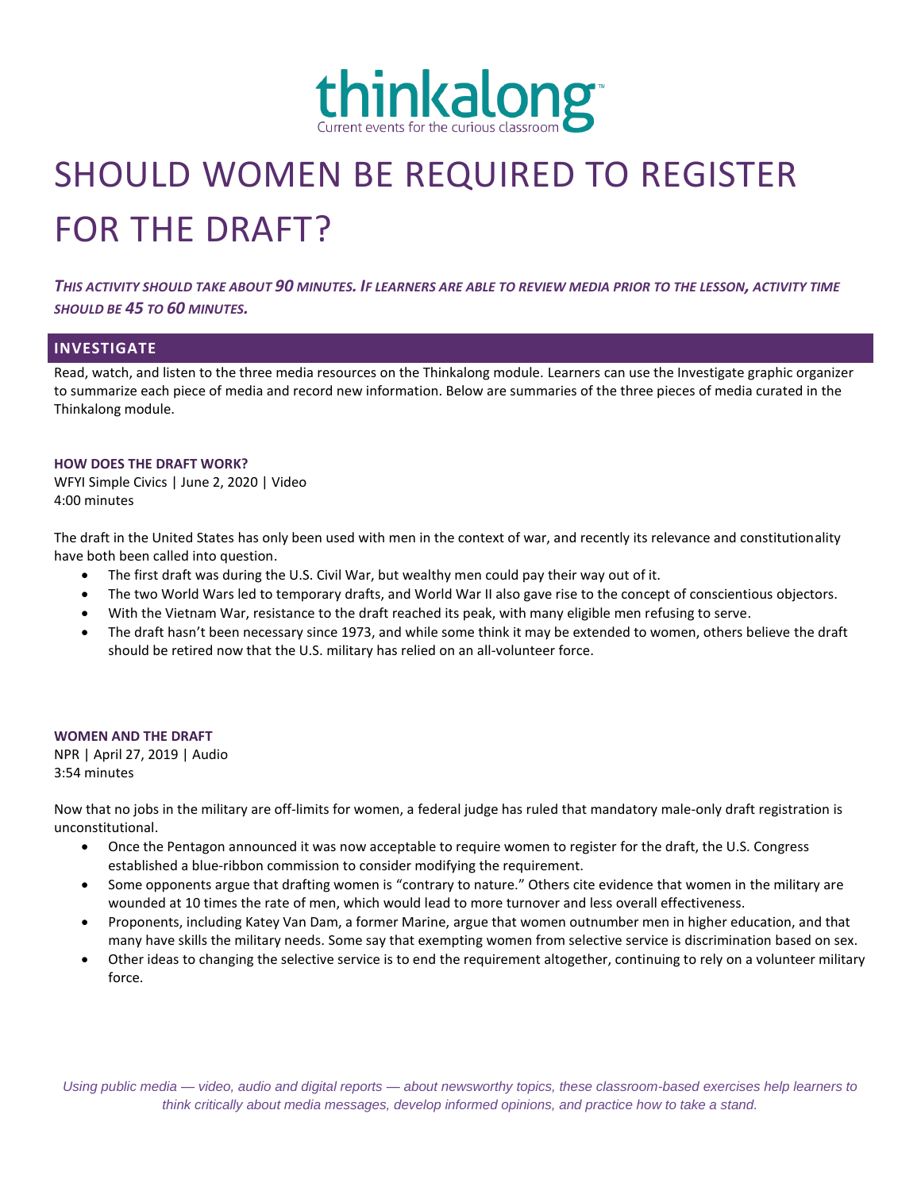thinkalong™
Current events for the curious classroom

# SHOULD WOMEN BE REQUIRED TO REGISTER FOR THE DRAFT?

***This activity should take about 90 minutes. If learners are able to review media prior to the lesson, activity time should be 45 to 60 minutes.***

## INVESTIGATE

Read, watch, and listen to the three media resources on the Thinkalong module. Learners can use the Investigate graphic organizer to summarize each piece of media and record new information. Below are summaries of the three pieces of media curated in the Thinkalong module.

### HOW DOES THE DRAFT WORK?

WFYI Simple Civics | June 2, 2020 | Video
4:00 minutes

The draft in the United States has only been used with men in the context of war, and recently its relevance and constitutionality have both been called into question.

- The first draft was during the U.S. Civil War, but wealthy men could pay their way out of it.
- The two World Wars led to temporary drafts, and World War II also gave rise to the concept of conscientious objectors.
- With the Vietnam War, resistance to the draft reached its peak, with many eligible men refusing to serve.
- The draft hasn't been necessary since 1973, and while some think it may be extended to women, others believe the draft should be retired now that the U.S. military has relied on an all-volunteer force.

### WOMEN AND THE DRAFT

NPR | April 27, 2019 | Audio
3:54 minutes

Now that no jobs in the military are off-limits for women, a federal judge has ruled that mandatory male-only draft registration is unconstitutional.

- Once the Pentagon announced it was now acceptable to require women to register for the draft, the U.S. Congress established a blue-ribbon commission to consider modifying the requirement.
- Some opponents argue that drafting women is "contrary to nature." Others cite evidence that women in the military are wounded at 10 times the rate of men, which would lead to more turnover and less overall effectiveness.
- Proponents, including Katey Van Dam, a former Marine, argue that women outnumber men in higher education, and that many have skills the military needs. Some say that exempting women from selective service is discrimination based on sex.
- Other ideas to changing the selective service is to end the requirement altogether, continuing to rely on a volunteer military force.

*Using public media — video, audio and digital reports — about newsworthy topics, these classroom-based exercises help learners to think critically about media messages, develop informed opinions, and practice how to take a stand.*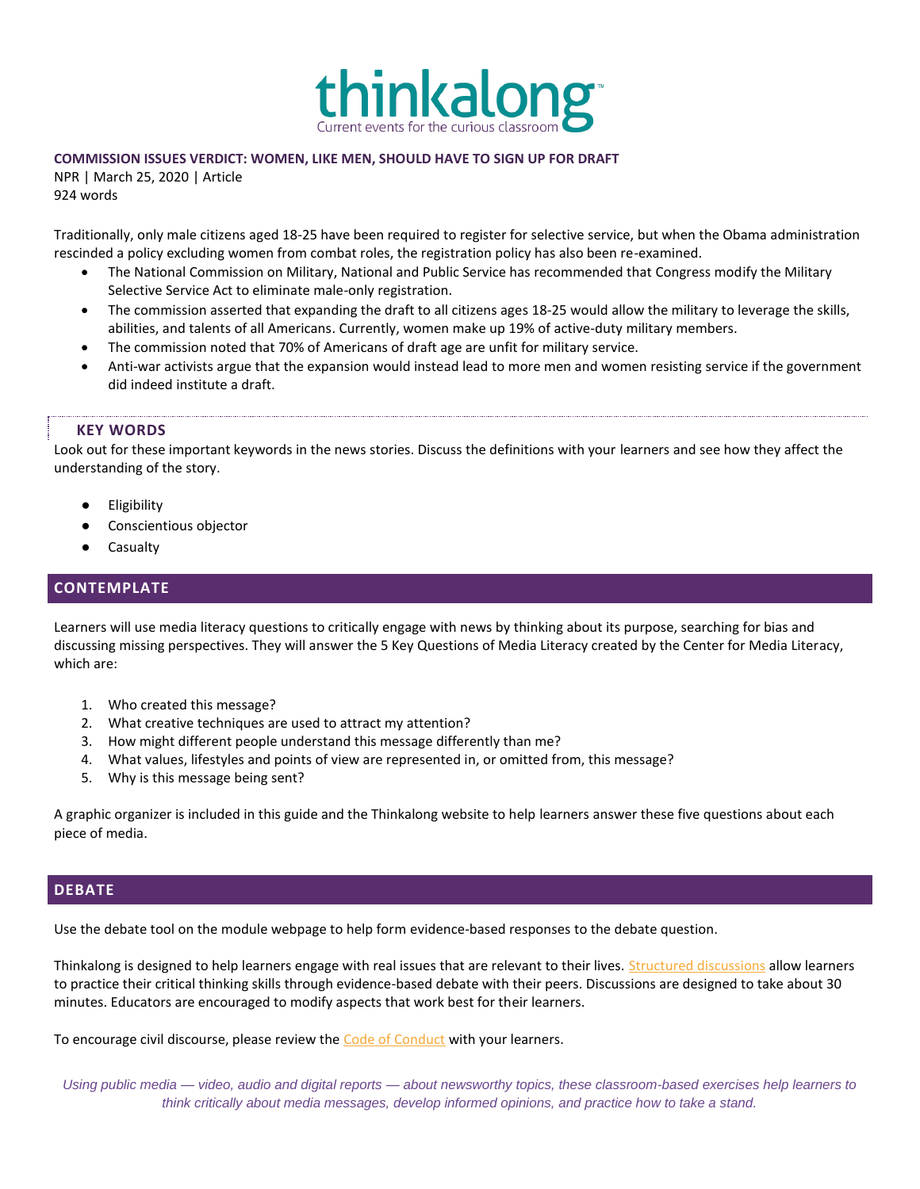# thinkalong

Current events for the curious classroom

**COMMISSION ISSUES VERDICT: WOMEN, LIKE MEN, SHOULD HAVE TO SIGN UP FOR DRAFT**

NPR | March 25, 2020 | Article
924 words

Traditionally, only male citizens aged 18-25 have been required to register for selective service, but when the Obama administration rescinded a policy excluding women from combat roles, the registration policy has also been re-examined.

- The National Commission on Military, National and Public Service has recommended that Congress modify the Military Selective Service Act to eliminate male-only registration.
- The commission asserted that expanding the draft to all citizens ages 18-25 would allow the military to leverage the skills, abilities, and talents of all Americans. Currently, women make up 19% of active-duty military members.
- The commission noted that 70% of Americans of draft age are unfit for military service.
- Anti-war activists argue that the expansion would instead lead to more men and women resisting service if the government did indeed institute a draft.

## KEY WORDS

Look out for these important keywords in the news stories. Discuss the definitions with your learners and see how they affect the understanding of the story.

- Eligibility
- Conscientious objector
- Casualty

## CONTEMPLATE

Learners will use media literacy questions to critically engage with news by thinking about its purpose, searching for bias and discussing missing perspectives. They will answer the 5 Key Questions of Media Literacy created by the Center for Media Literacy, which are:

1. Who created this message?
2. What creative techniques are used to attract my attention?
3. How might different people understand this message differently than me?
4. What values, lifestyles and points of view are represented in, or omitted from, this message?
5. Why is this message being sent?

A graphic organizer is included in this guide and the Thinkalong website to help learners answer these five questions about each piece of media.

## DEBATE

Use the debate tool on the module webpage to help form evidence-based responses to the debate question.

Thinkalong is designed to help learners engage with real issues that are relevant to their lives. Structured discussions allow learners to practice their critical thinking skills through evidence-based debate with their peers. Discussions are designed to take about 30 minutes. Educators are encouraged to modify aspects that work best for their learners.

To encourage civil discourse, please review the Code of Conduct with your learners.

*Using public media — video, audio and digital reports — about newsworthy topics, these classroom-based exercises help learners to think critically about media messages, develop informed opinions, and practice how to take a stand.*